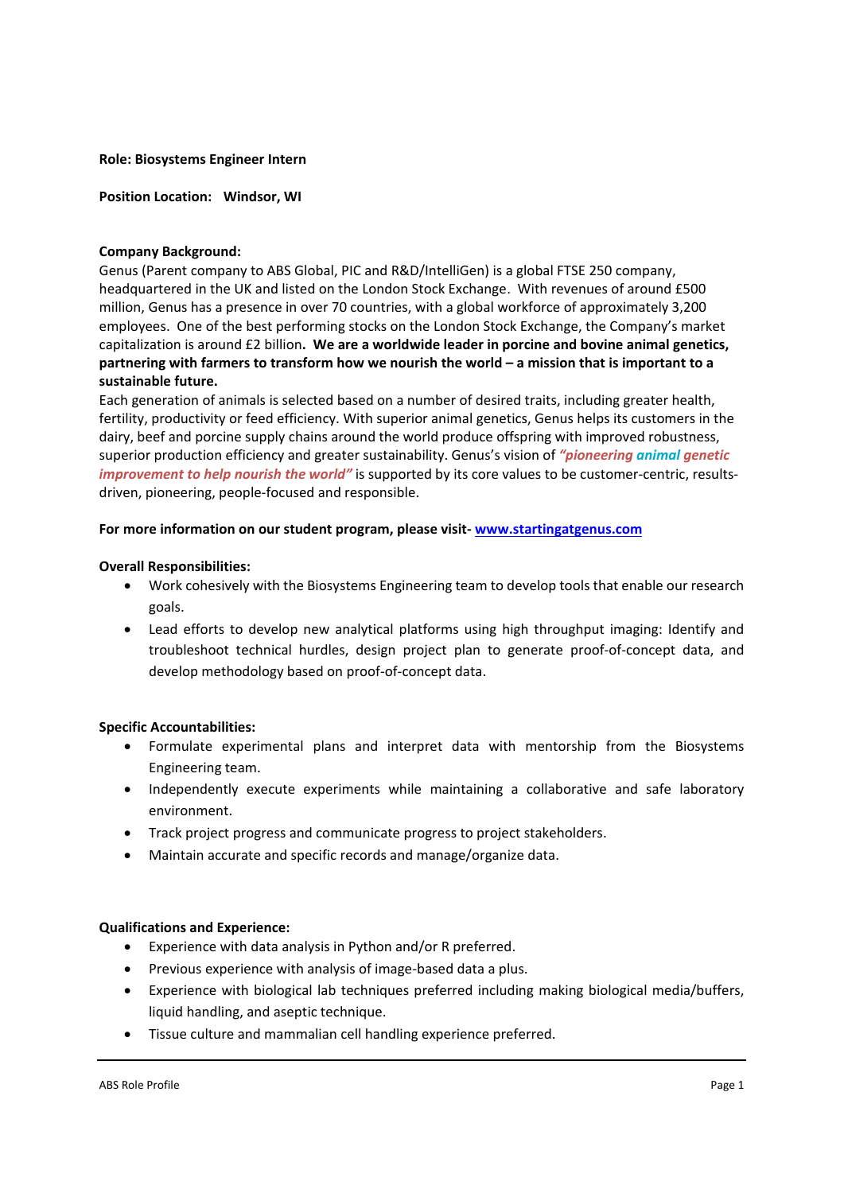**Role: Biosystems Engineer Intern**

**Position Location: Windsor, WI**

**Company Background:**
Genus (Parent company to ABS Global, PIC and R&D/IntelliGen) is a global FTSE 250 company, headquartered in the UK and listed on the London Stock Exchange. With revenues of around £500 million, Genus has a presence in over 70 countries, with a global workforce of approximately 3,200 employees. One of the best performing stocks on the London Stock Exchange, the Company's market capitalization is around £2 billion**. We are a worldwide leader in porcine and bovine animal genetics, partnering with farmers to transform how we nourish the world – a mission that is important to a sustainable future.**
Each generation of animals is selected based on a number of desired traits, including greater health, fertility, productivity or feed efficiency. With superior animal genetics, Genus helps its customers in the dairy, beef and porcine supply chains around the world produce offspring with improved robustness, superior production efficiency and greater sustainability. Genus's vision of ***"pioneering animal genetic improvement to help nourish the world"*** is supported by its core values to be customer-centric, results-driven, pioneering, people-focused and responsible.

**For more information on our student program, please visit- [www.startingatgenus.com](www.startingatgenus.com)**

**Overall Responsibilities:**

- Work cohesively with the Biosystems Engineering team to develop tools that enable our research goals.
- Lead efforts to develop new analytical platforms using high throughput imaging: Identify and troubleshoot technical hurdles, design project plan to generate proof-of-concept data, and develop methodology based on proof-of-concept data.

**Specific Accountabilities:**

- Formulate experimental plans and interpret data with mentorship from the Biosystems Engineering team.
- Independently execute experiments while maintaining a collaborative and safe laboratory environment.
- Track project progress and communicate progress to project stakeholders.
- Maintain accurate and specific records and manage/organize data.

**Qualifications and Experience:**

- Experience with data analysis in Python and/or R preferred.
- Previous experience with analysis of image-based data a plus.
- Experience with biological lab techniques preferred including making biological media/buffers, liquid handling, and aseptic technique.
- Tissue culture and mammalian cell handling experience preferred.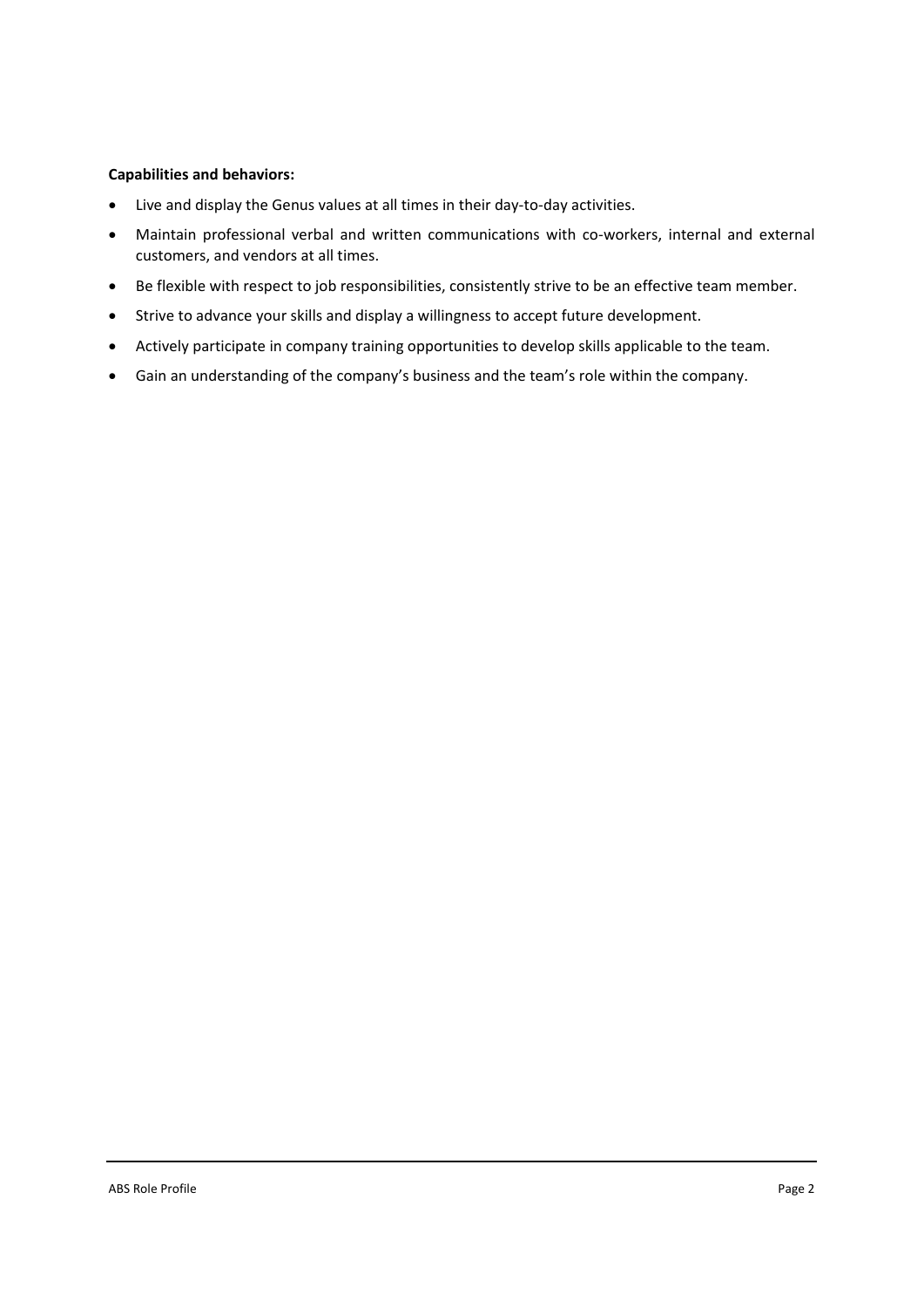**Capabilities and behaviors:**

- Live and display the Genus values at all times in their day-to-day activities.
- Maintain professional verbal and written communications with co-workers, internal and external customers, and vendors at all times.
- Be flexible with respect to job responsibilities, consistently strive to be an effective team member.
- Strive to advance your skills and display a willingness to accept future development.
- Actively participate in company training opportunities to develop skills applicable to the team.
- Gain an understanding of the company's business and the team's role within the company.